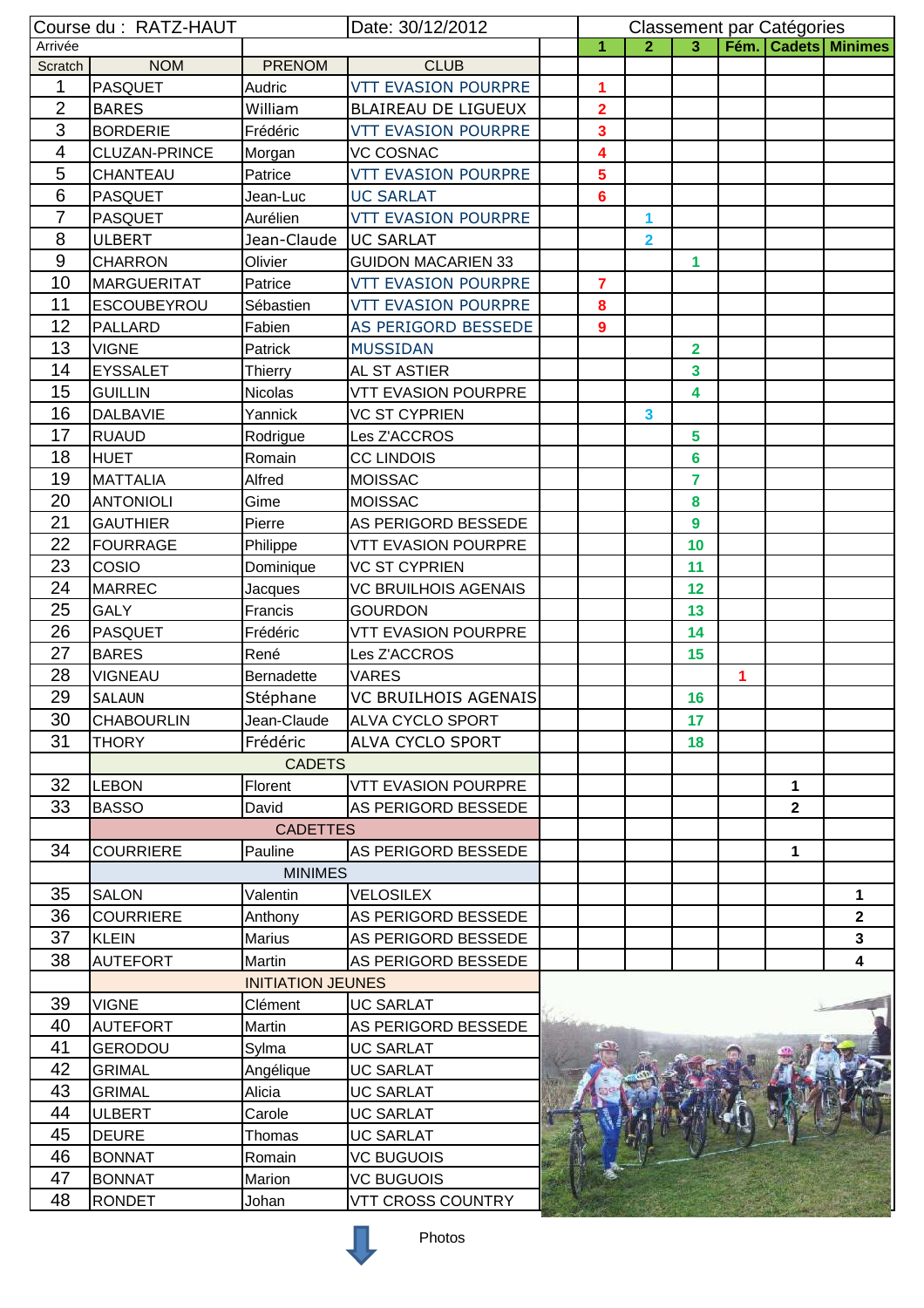| Course du : RATZ-HAUT | | | Date: 30/12/2012 | Classement par Catégories | | | | | |
|---|---|---|---|---|---|---|---|---|---|
| Arrivée | | | | 1 | 2 | 3 | Fém. | Cadets | Minimes |
| Scratch | NOM | PRENOM | CLUB | | | | | | |
| 1 | PASQUET | Audric | VTT EVASION POURPRE | 1 | | | | | |
| 2 | BARES | William | BLAIREAU DE LIGUEUX | 2 | | | | | |
| 3 | BORDERIE | Frédéric | VTT EVASION POURPRE | 3 | | | | | |
| 4 | CLUZAN-PRINCE | Morgan | VC COSNAC | 4 | | | | | |
| 5 | CHANTEAU | Patrice | VTT EVASION POURPRE | 5 | | | | | |
| 6 | PASQUET | Jean-Luc | UC SARLAT | 6 | | | | | |
| 7 | PASQUET | Aurélien | VTT EVASION POURPRE | | 1 | | | | |
| 8 | ULBERT | Jean-Claude | UC SARLAT | | 2 | | | | |
| 9 | CHARRON | Olivier | GUIDON MACARIEN 33 | | | 1 | | | |
| 10 | MARGUERITAT | Patrice | VTT EVASION POURPRE | 7 | | | | | |
| 11 | ESCOUBEYROU | Sébastien | VTT EVASION POURPRE | 8 | | | | | |
| 12 | PALLARD | Fabien | AS PERIGORD BESSEDE | 9 | | | | | |
| 13 | VIGNE | Patrick | MUSSIDAN | | | 2 | | | |
| 14 | EYSSALET | Thierry | AL ST ASTIER | | | 3 | | | |
| 15 | GUILLIN | Nicolas | VTT EVASION POURPRE | | | 4 | | | |
| 16 | DALBAVIE | Yannick | VC ST CYPRIEN | | 3 | | | | |
| 17 | RUAUD | Rodrigue | Les Z'ACCROS | | | 5 | | | |
| 18 | HUET | Romain | CC LINDOIS | | | 6 | | | |
| 19 | MATTALIA | Alfred | MOISSAC | | | 7 | | | |
| 20 | ANTONIOLI | Gime | MOISSAC | | | 8 | | | |
| 21 | GAUTHIER | Pierre | AS PERIGORD BESSEDE | | | 9 | | | |
| 22 | FOURRAGE | Philippe | VTT EVASION POURPRE | | | 10 | | | |
| 23 | COSIO | Dominique | VC ST CYPRIEN | | | 11 | | | |
| 24 | MARREC | Jacques | VC BRUILHOIS AGENAIS | | | 12 | | | |
| 25 | GALY | Francis | GOURDON | | | 13 | | | |
| 26 | PASQUET | Frédéric | VTT EVASION POURPRE | | | 14 | | | |
| 27 | BARES | René | Les Z'ACCROS | | | 15 | | | |
| 28 | VIGNEAU | Bernadette | VARES | | | | 1 | | |
| 29 | SALAUN | Stéphane | VC BRUILHOIS AGENAIS | | | 16 | | | |
| 30 | CHABOURLIN | Jean-Claude | ALVA CYCLO SPORT | | | 17 | | | |
| 31 | THORY | Frédéric | ALVA CYCLO SPORT | | | 18 | | | |
| | | CADETS | | | | | | | |
| 32 | LEBON | Florent | VTT EVASION POURPRE | | | | | 1 | |
| 33 | BASSO | David | AS PERIGORD BESSEDE | | | | | 2 | |
| | | CADETTES | | | | | | | |
| 34 | COURRIERE | Pauline | AS PERIGORD BESSEDE | | | | | 1 | |
| | | MINIMES | | | | | | | |
| 35 | SALON | Valentin | VELOSILEX | | | | | | 1 |
| 36 | COURRIERE | Anthony | AS PERIGORD BESSEDE | | | | | | 2 |
| 37 | KLEIN | Marius | AS PERIGORD BESSEDE | | | | | | 3 |
| 38 | AUTEFORT | Martin | AS PERIGORD BESSEDE | | | | | | 4 |
| | | INITIATION JEUNES | | | | | | | |
| 39 | VIGNE | Clément | UC SARLAT | | | | | | |
| 40 | AUTEFORT | Martin | AS PERIGORD BESSEDE | | | | | | |
| 41 | GERODOU | Sylma | UC SARLAT | | | | | | |
| 42 | GRIMAL | Angélique | UC SARLAT | | | | | | |
| 43 | GRIMAL | Alicia | UC SARLAT | | | | | | |
| 44 | ULBERT | Carole | UC SARLAT | | | | | | |
| 45 | DEURE | Thomas | UC SARLAT | | | | | | |
| 46 | BONNAT | Romain | VC BUGUOIS | | | | | | |
| 47 | BONNAT | Marion | VC BUGUOIS | | | | | | |
| 48 | RONDET | Johan | VTT CROSS COUNTRY | | | | | | |

Photos